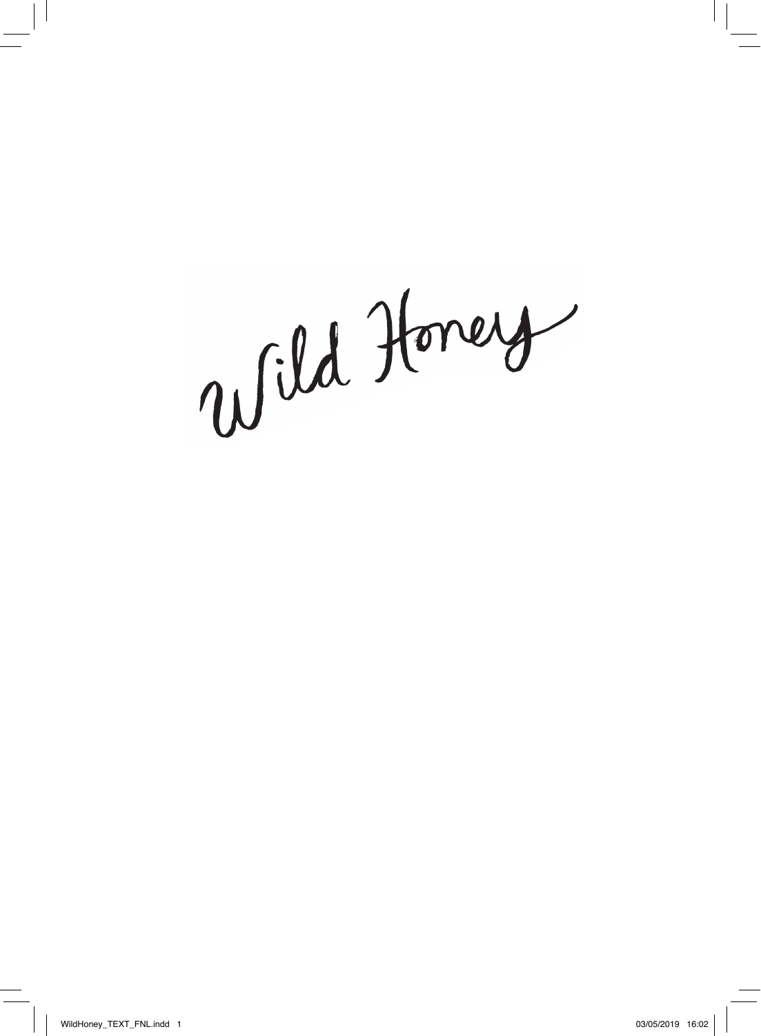# Wild Honey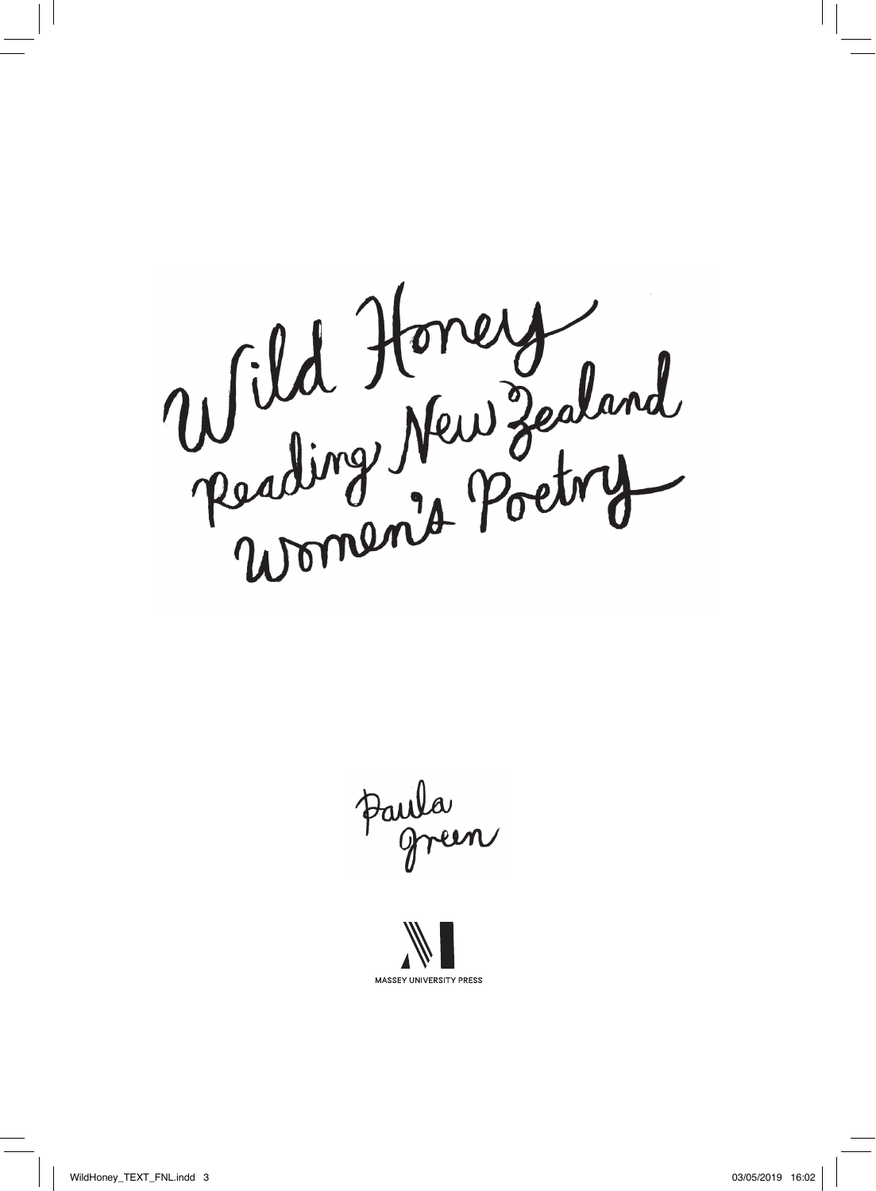# Wild Honey

## Reading New Zealand Women's Poetry

Paula Green

MASSEY UNIVERSITY PRESS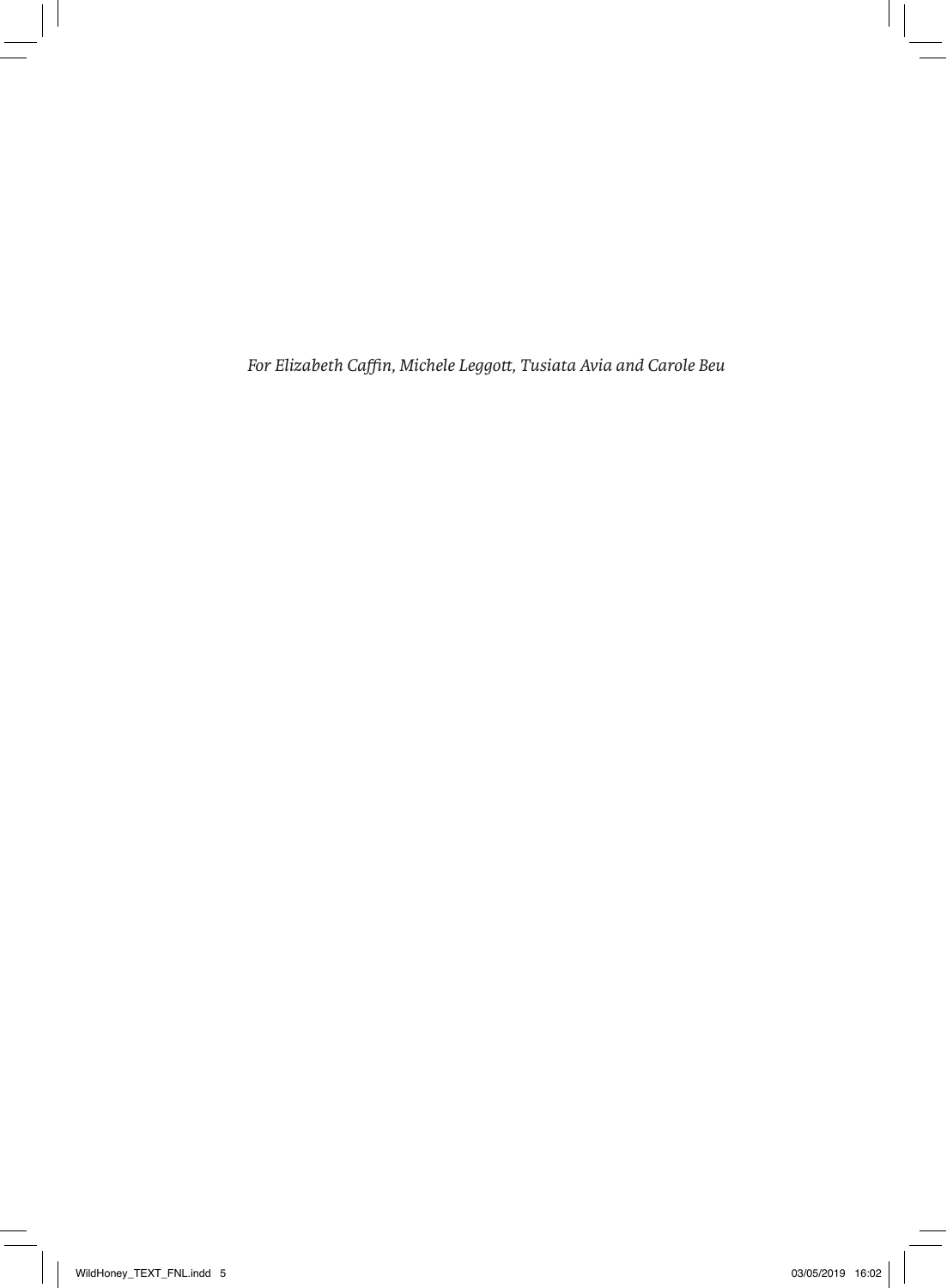*For Elizabeth Caffin, Michele Leggott, Tusiata Avia and Carole Beu*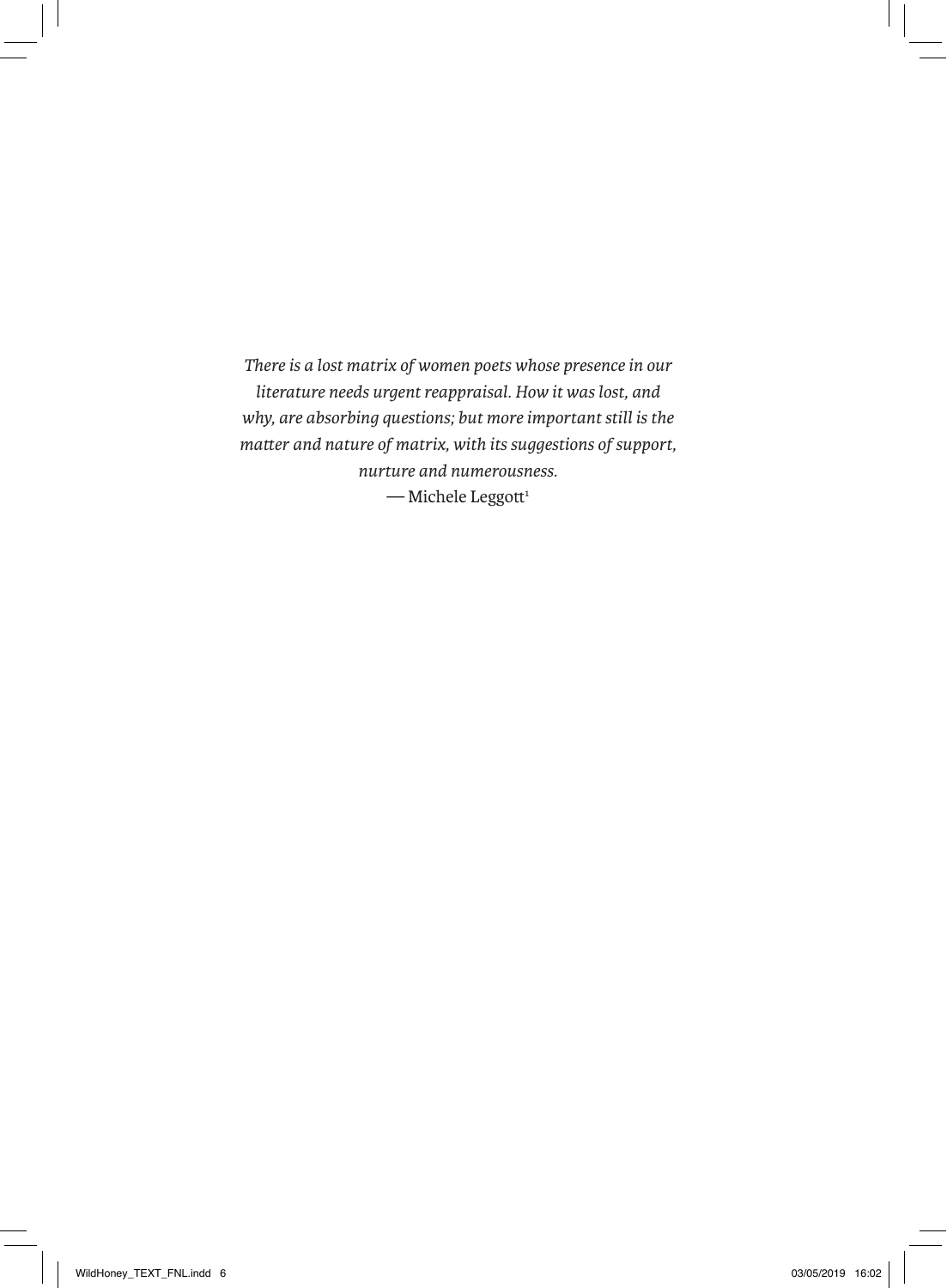*There is a lost matrix of women poets whose presence in our literature needs urgent reappraisal. How it was lost, and why, are absorbing questions; but more important still is the matter and nature of matrix, with its suggestions of support, nurture and numerousness.*

— Michele Leggott[1]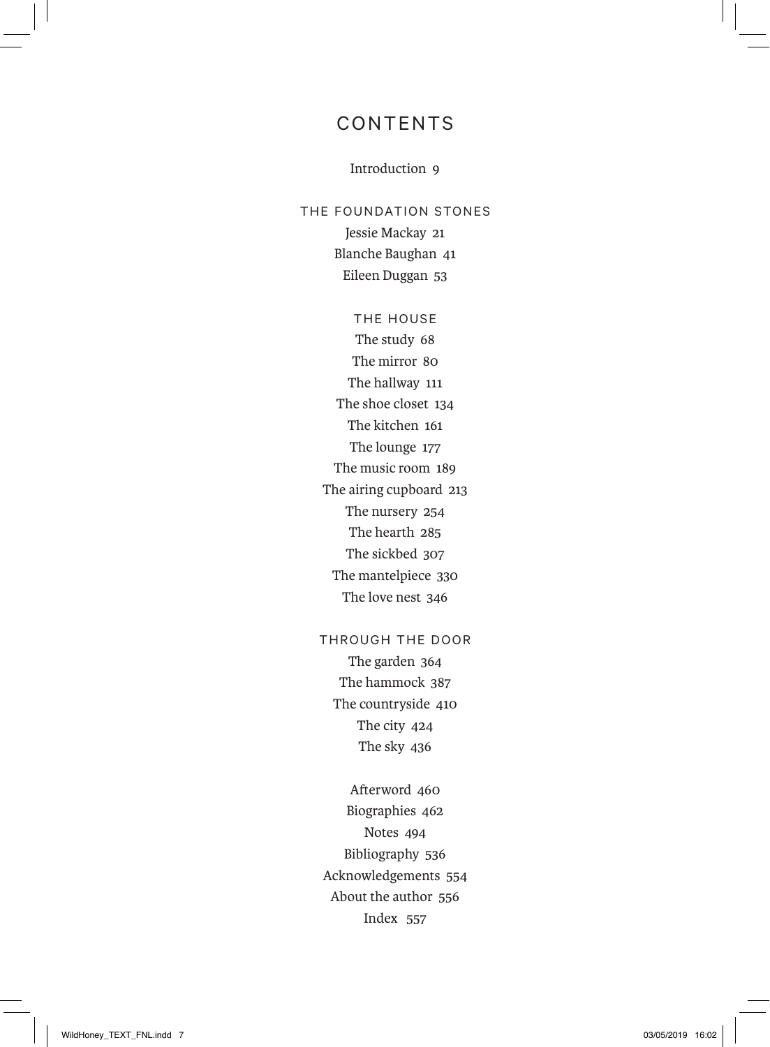# CONTENTS

Introduction 9

## THE FOUNDATION STONES

Jessie Mackay 21
Blanche Baughan 41
Eileen Duggan 53

## THE HOUSE

The study 68
The mirror 80
The hallway 111
The shoe closet 134
The kitchen 161
The lounge 177
The music room 189
The airing cupboard 213
The nursery 254
The hearth 285
The sickbed 307
The mantelpiece 330
The love nest 346

## THROUGH THE DOOR

The garden 364
The hammock 387
The countryside 410
The city 424
The sky 436

Afterword 460
Biographies 462
Notes 494
Bibliography 536
Acknowledgements 554
About the author 556
Index 557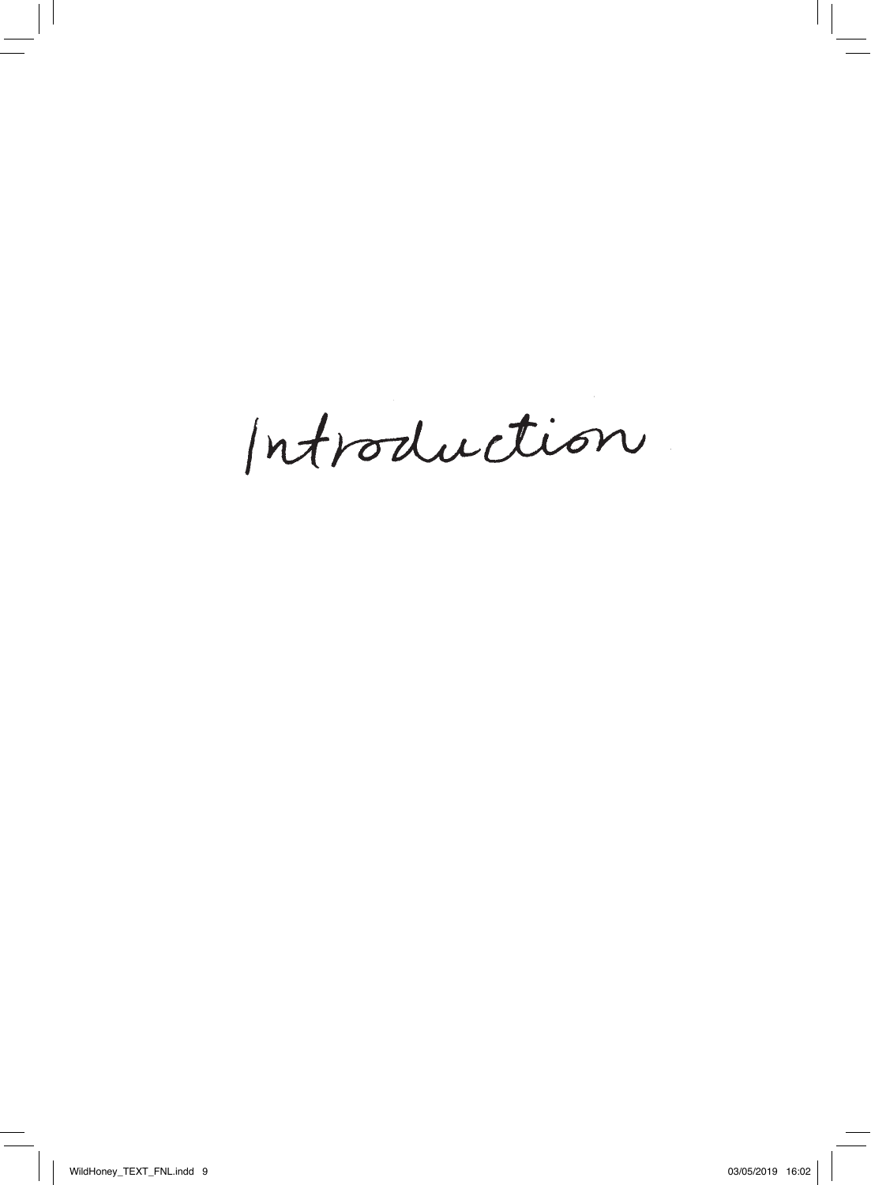# Introduction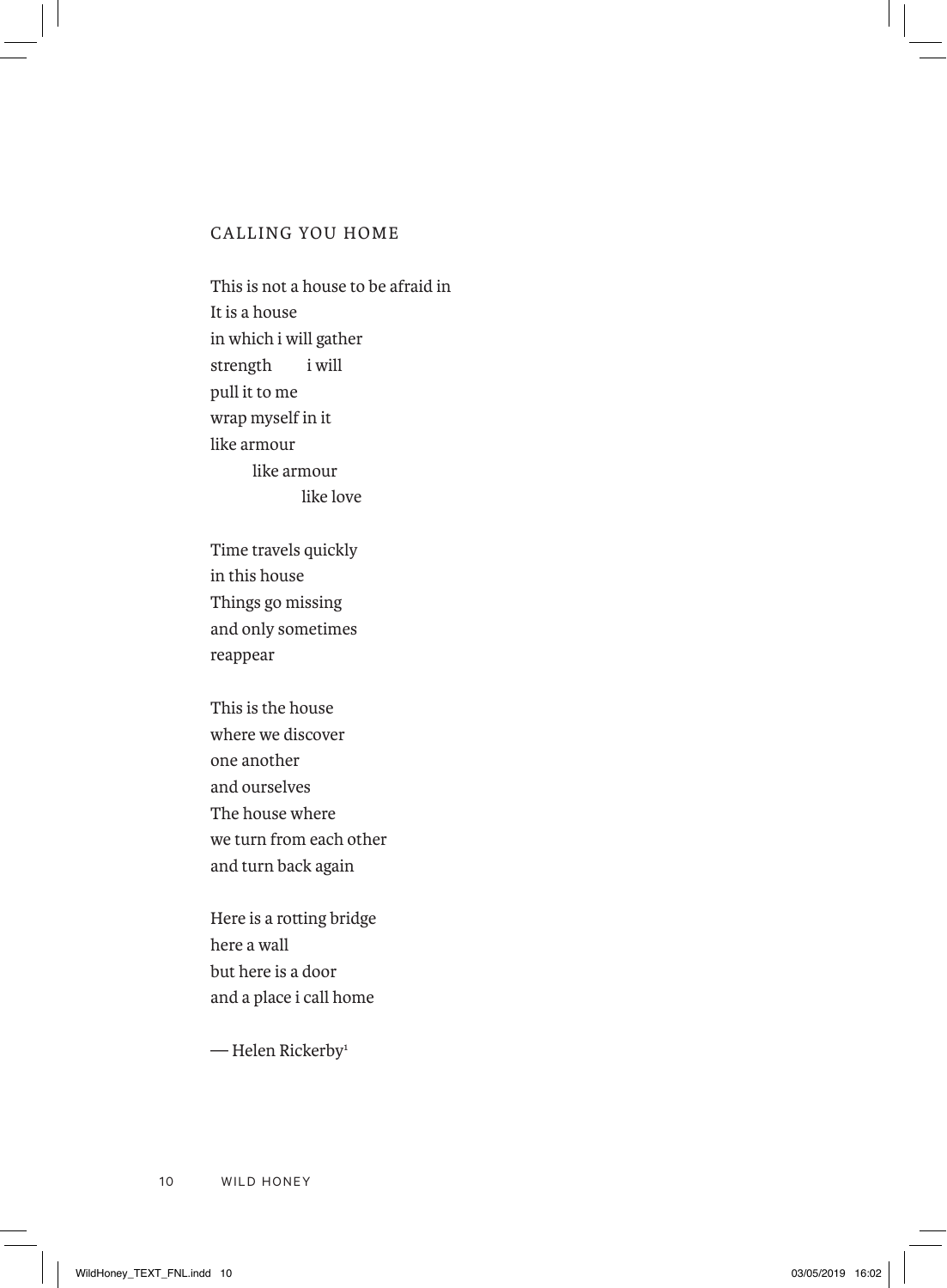## CALLING YOU HOME

This is not a house to be afraid in  
It is a house  
in which i will gather  
strength     i will  
pull it to me  
wrap myself in it  
like armour  
    like armour  
        like love

Time travels quickly  
in this house  
Things go missing  
and only sometimes  
reappear

This is the house  
where we discover  
one another  
and ourselves  
The house where  
we turn from each other  
and turn back again

Here is a rotting bridge  
here a wall  
but here is a door  
and a place i call home

— Helen Rickerby[1]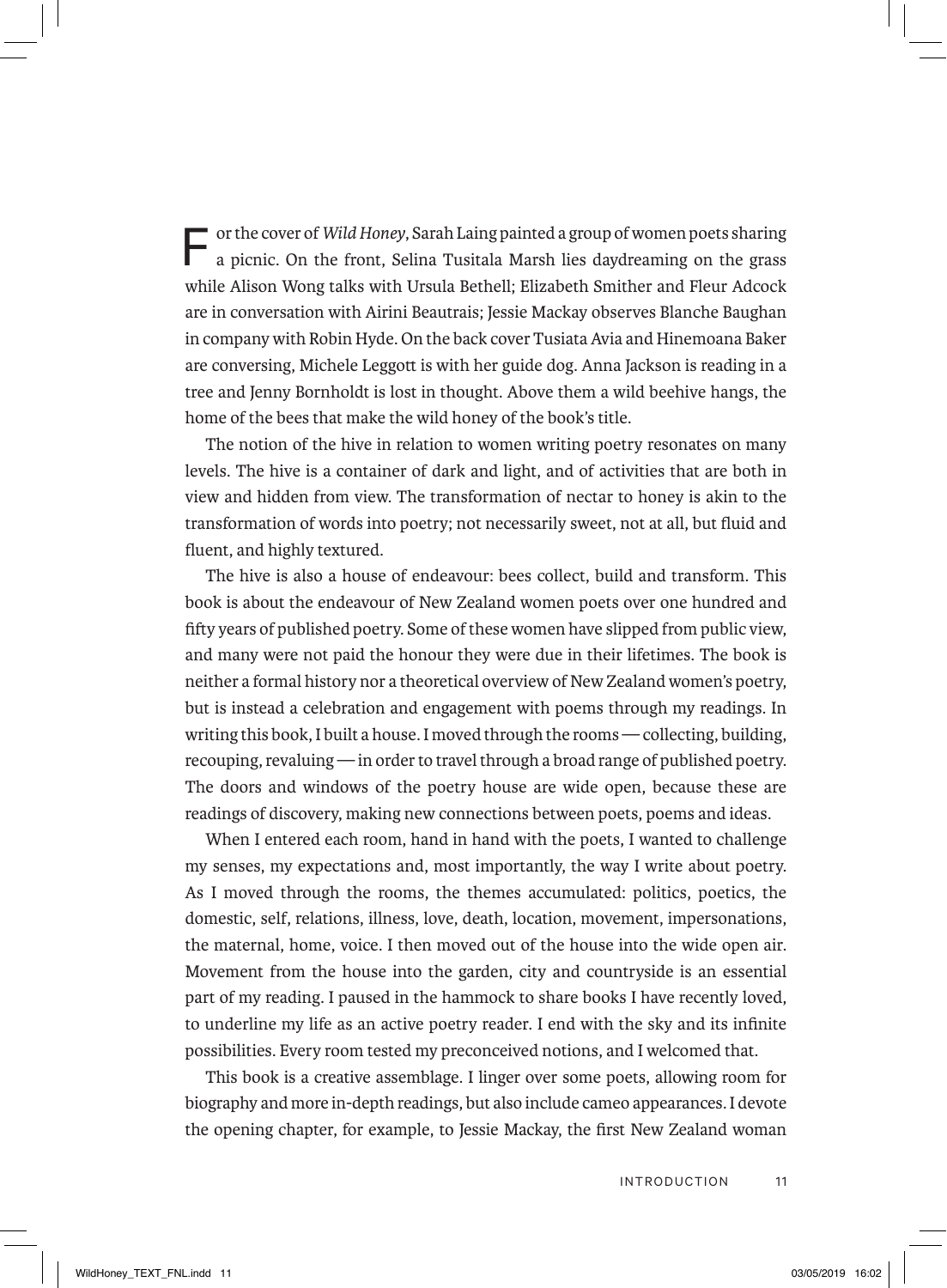For the cover of *Wild Honey*, Sarah Laing painted a group of women poets sharing a picnic. On the front, Selina Tusitala Marsh lies daydreaming on the grass while Alison Wong talks with Ursula Bethell; Elizabeth Smither and Fleur Adcock are in conversation with Airini Beautrais; Jessie Mackay observes Blanche Baughan in company with Robin Hyde. On the back cover Tusiata Avia and Hinemoana Baker are conversing, Michele Leggott is with her guide dog. Anna Jackson is reading in a tree and Jenny Bornholdt is lost in thought. Above them a wild beehive hangs, the home of the bees that make the wild honey of the book's title.

The notion of the hive in relation to women writing poetry resonates on many levels. The hive is a container of dark and light, and of activities that are both in view and hidden from view. The transformation of nectar to honey is akin to the transformation of words into poetry; not necessarily sweet, not at all, but fluid and fluent, and highly textured.

The hive is also a house of endeavour: bees collect, build and transform. This book is about the endeavour of New Zealand women poets over one hundred and fifty years of published poetry. Some of these women have slipped from public view, and many were not paid the honour they were due in their lifetimes. The book is neither a formal history nor a theoretical overview of New Zealand women's poetry, but is instead a celebration and engagement with poems through my readings. In writing this book, I built a house. I moved through the rooms — collecting, building, recouping, revaluing — in order to travel through a broad range of published poetry. The doors and windows of the poetry house are wide open, because these are readings of discovery, making new connections between poets, poems and ideas.

When I entered each room, hand in hand with the poets, I wanted to challenge my senses, my expectations and, most importantly, the way I write about poetry. As I moved through the rooms, the themes accumulated: politics, poetics, the domestic, self, relations, illness, love, death, location, movement, impersonations, the maternal, home, voice. I then moved out of the house into the wide open air. Movement from the house into the garden, city and countryside is an essential part of my reading. I paused in the hammock to share books I have recently loved, to underline my life as an active poetry reader. I end with the sky and its infinite possibilities. Every room tested my preconceived notions, and I welcomed that.

This book is a creative assemblage. I linger over some poets, allowing room for biography and more in-depth readings, but also include cameo appearances. I devote the opening chapter, for example, to Jessie Mackay, the first New Zealand woman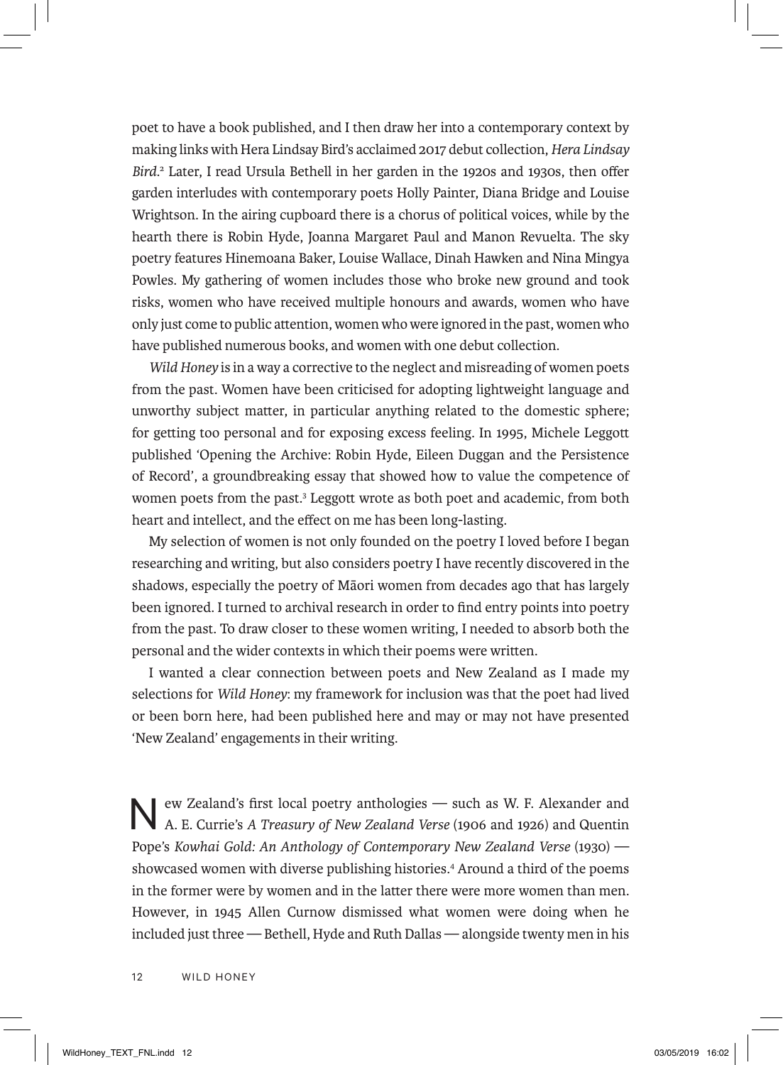poet to have a book published, and I then draw her into a contemporary context by making links with Hera Lindsay Bird's acclaimed 2017 debut collection, *Hera Lindsay Bird*.[2] Later, I read Ursula Bethell in her garden in the 1920s and 1930s, then offer garden interludes with contemporary poets Holly Painter, Diana Bridge and Louise Wrightson. In the airing cupboard there is a chorus of political voices, while by the hearth there is Robin Hyde, Joanna Margaret Paul and Manon Revuelta. The sky poetry features Hinemoana Baker, Louise Wallace, Dinah Hawken and Nina Mingya Powles. My gathering of women includes those who broke new ground and took risks, women who have received multiple honours and awards, women who have only just come to public attention, women who were ignored in the past, women who have published numerous books, and women with one debut collection.

*Wild Honey* is in a way a corrective to the neglect and misreading of women poets from the past. Women have been criticised for adopting lightweight language and unworthy subject matter, in particular anything related to the domestic sphere; for getting too personal and for exposing excess feeling. In 1995, Michele Leggott published 'Opening the Archive: Robin Hyde, Eileen Duggan and the Persistence of Record', a groundbreaking essay that showed how to value the competence of women poets from the past.[3] Leggott wrote as both poet and academic, from both heart and intellect, and the effect on me has been long-lasting.

My selection of women is not only founded on the poetry I loved before I began researching and writing, but also considers poetry I have recently discovered in the shadows, especially the poetry of Māori women from decades ago that has largely been ignored. I turned to archival research in order to find entry points into poetry from the past. To draw closer to these women writing, I needed to absorb both the personal and the wider contexts in which their poems were written.

I wanted a clear connection between poets and New Zealand as I made my selections for *Wild Honey*: my framework for inclusion was that the poet had lived or been born here, had been published here and may or may not have presented 'New Zealand' engagements in their writing.

New Zealand's first local poetry anthologies — such as W. F. Alexander and A. E. Currie's *A Treasury of New Zealand Verse* (1906 and 1926) and Quentin Pope's *Kowhai Gold: An Anthology of Contemporary New Zealand Verse* (1930) — showcased women with diverse publishing histories.[4] Around a third of the poems in the former were by women and in the latter there were more women than men. However, in 1945 Allen Curnow dismissed what women were doing when he included just three — Bethell, Hyde and Ruth Dallas — alongside twenty men in his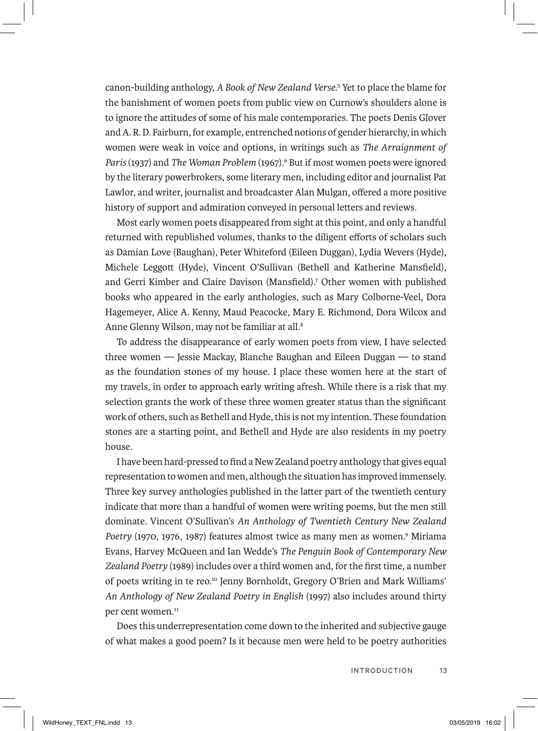canon-building anthology, *A Book of New Zealand Verse*.[5] Yet to place the blame for the banishment of women poets from public view on Curnow's shoulders alone is to ignore the attitudes of some of his male contemporaries. The poets Denis Glover and A. R. D. Fairburn, for example, entrenched notions of gender hierarchy, in which women were weak in voice and options, in writings such as *The Arraignment of Paris* (1937) and *The Woman Problem* (1967).[6] But if most women poets were ignored by the literary powerbrokers, some literary men, including editor and journalist Pat Lawlor, and writer, journalist and broadcaster Alan Mulgan, offered a more positive history of support and admiration conveyed in personal letters and reviews.

Most early women poets disappeared from sight at this point, and only a handful returned with republished volumes, thanks to the diligent efforts of scholars such as Damian Love (Baughan), Peter Whiteford (Eileen Duggan), Lydia Wevers (Hyde), Michele Leggott (Hyde), Vincent O'Sullivan (Bethell and Katherine Mansfield), and Gerri Kimber and Claire Davison (Mansfield).[7] Other women with published books who appeared in the early anthologies, such as Mary Colborne-Veel, Dora Hagemeyer, Alice A. Kenny, Maud Peacocke, Mary E. Richmond, Dora Wilcox and Anne Glenny Wilson, may not be familiar at all.[8]

To address the disappearance of early women poets from view, I have selected three women — Jessie Mackay, Blanche Baughan and Eileen Duggan — to stand as the foundation stones of my house. I place these women here at the start of my travels, in order to approach early writing afresh. While there is a risk that my selection grants the work of these three women greater status than the significant work of others, such as Bethell and Hyde, this is not my intention. These foundation stones are a starting point, and Bethell and Hyde are also residents in my poetry house.

I have been hard-pressed to find a New Zealand poetry anthology that gives equal representation to women and men, although the situation has improved immensely. Three key survey anthologies published in the latter part of the twentieth century indicate that more than a handful of women were writing poems, but the men still dominate. Vincent O'Sullivan's *An Anthology of Twentieth Century New Zealand Poetry* (1970, 1976, 1987) features almost twice as many men as women.[9] Miriama Evans, Harvey McQueen and Ian Wedde's *The Penguin Book of Contemporary New Zealand Poetry* (1989) includes over a third women and, for the first time, a number of poets writing in te reo.[10] Jenny Bornholdt, Gregory O'Brien and Mark Williams' *An Anthology of New Zealand Poetry in English* (1997) also includes around thirty per cent women.[11]

Does this underrepresentation come down to the inherited and subjective gauge of what makes a good poem? Is it because men were held to be poetry authorities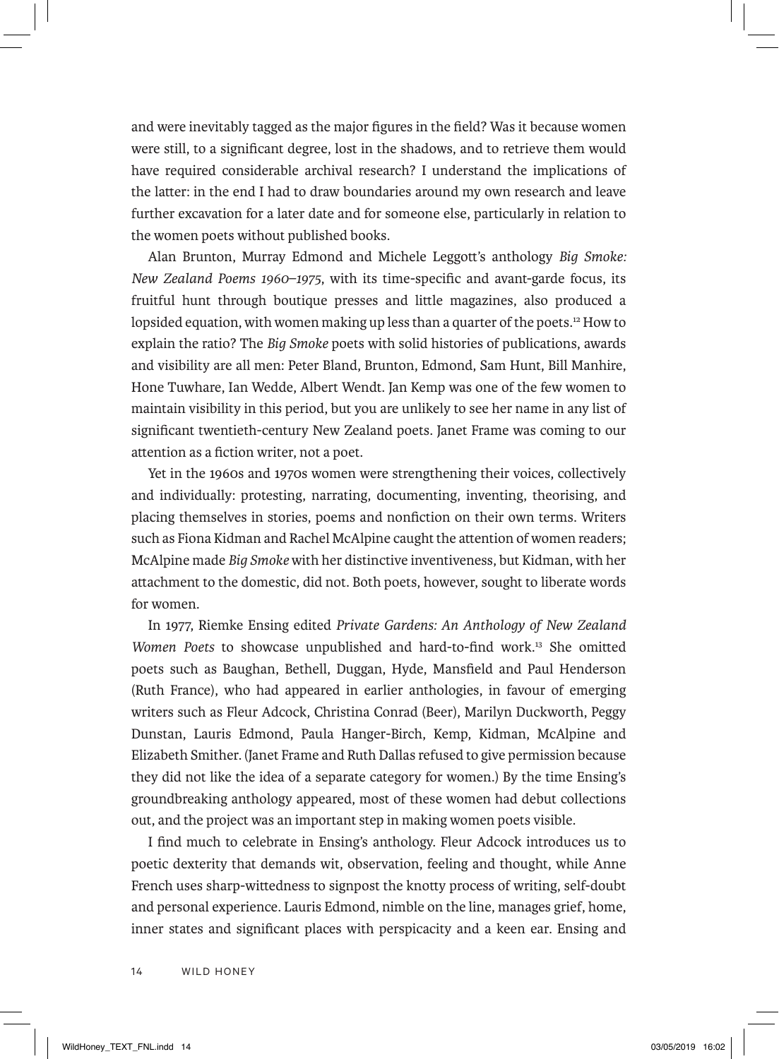and were inevitably tagged as the major figures in the field? Was it because women were still, to a significant degree, lost in the shadows, and to retrieve them would have required considerable archival research? I understand the implications of the latter: in the end I had to draw boundaries around my own research and leave further excavation for a later date and for someone else, particularly in relation to the women poets without published books.

Alan Brunton, Murray Edmond and Michele Leggott's anthology *Big Smoke: New Zealand Poems 1960–1975*, with its time-specific and avant-garde focus, its fruitful hunt through boutique presses and little magazines, also produced a lopsided equation, with women making up less than a quarter of the poets.[12] How to explain the ratio? The *Big Smoke* poets with solid histories of publications, awards and visibility are all men: Peter Bland, Brunton, Edmond, Sam Hunt, Bill Manhire, Hone Tuwhare, Ian Wedde, Albert Wendt. Jan Kemp was one of the few women to maintain visibility in this period, but you are unlikely to see her name in any list of significant twentieth-century New Zealand poets. Janet Frame was coming to our attention as a fiction writer, not a poet.

Yet in the 1960s and 1970s women were strengthening their voices, collectively and individually: protesting, narrating, documenting, inventing, theorising, and placing themselves in stories, poems and nonfiction on their own terms. Writers such as Fiona Kidman and Rachel McAlpine caught the attention of women readers; McAlpine made *Big Smoke* with her distinctive inventiveness, but Kidman, with her attachment to the domestic, did not. Both poets, however, sought to liberate words for women.

In 1977, Riemke Ensing edited *Private Gardens: An Anthology of New Zealand Women Poets* to showcase unpublished and hard-to-find work.[13] She omitted poets such as Baughan, Bethell, Duggan, Hyde, Mansfield and Paul Henderson (Ruth France), who had appeared in earlier anthologies, in favour of emerging writers such as Fleur Adcock, Christina Conrad (Beer), Marilyn Duckworth, Peggy Dunstan, Lauris Edmond, Paula Hanger-Birch, Kemp, Kidman, McAlpine and Elizabeth Smither. (Janet Frame and Ruth Dallas refused to give permission because they did not like the idea of a separate category for women.) By the time Ensing's groundbreaking anthology appeared, most of these women had debut collections out, and the project was an important step in making women poets visible.

I find much to celebrate in Ensing's anthology. Fleur Adcock introduces us to poetic dexterity that demands wit, observation, feeling and thought, while Anne French uses sharp-wittedness to signpost the knotty process of writing, self-doubt and personal experience. Lauris Edmond, nimble on the line, manages grief, home, inner states and significant places with perspicacity and a keen ear. Ensing and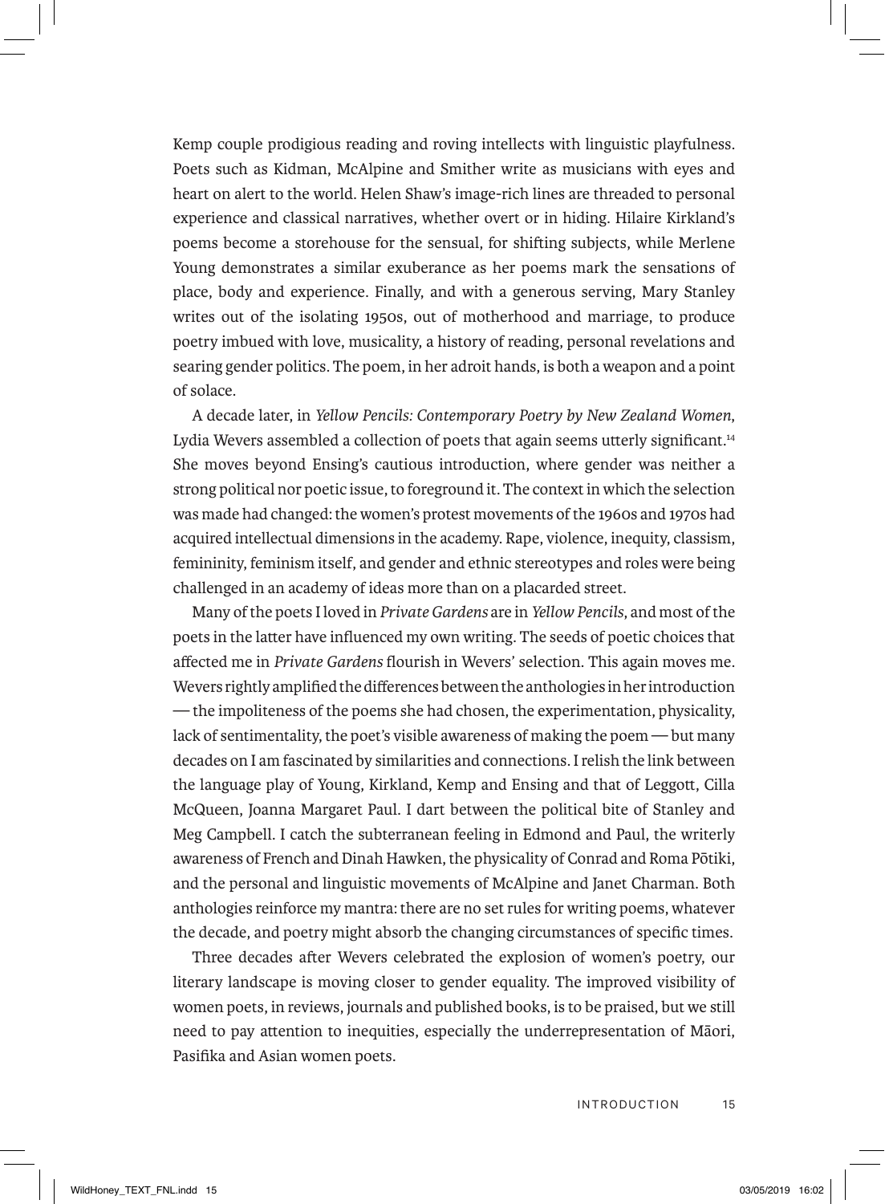Kemp couple prodigious reading and roving intellects with linguistic playfulness. Poets such as Kidman, McAlpine and Smither write as musicians with eyes and heart on alert to the world. Helen Shaw's image-rich lines are threaded to personal experience and classical narratives, whether overt or in hiding. Hilaire Kirkland's poems become a storehouse for the sensual, for shifting subjects, while Merlene Young demonstrates a similar exuberance as her poems mark the sensations of place, body and experience. Finally, and with a generous serving, Mary Stanley writes out of the isolating 1950s, out of motherhood and marriage, to produce poetry imbued with love, musicality, a history of reading, personal revelations and searing gender politics. The poem, in her adroit hands, is both a weapon and a point of solace.

A decade later, in *Yellow Pencils: Contemporary Poetry by New Zealand Women*, Lydia Wevers assembled a collection of poets that again seems utterly significant.[14] She moves beyond Ensing's cautious introduction, where gender was neither a strong political nor poetic issue, to foreground it. The context in which the selection was made had changed: the women's protest movements of the 1960s and 1970s had acquired intellectual dimensions in the academy. Rape, violence, inequity, classism, femininity, feminism itself, and gender and ethnic stereotypes and roles were being challenged in an academy of ideas more than on a placarded street.

Many of the poets I loved in *Private Gardens* are in *Yellow Pencils*, and most of the poets in the latter have influenced my own writing. The seeds of poetic choices that affected me in *Private Gardens* flourish in Wevers' selection. This again moves me. Wevers rightly amplified the differences between the anthologies in her introduction — the impoliteness of the poems she had chosen, the experimentation, physicality, lack of sentimentality, the poet's visible awareness of making the poem — but many decades on I am fascinated by similarities and connections. I relish the link between the language play of Young, Kirkland, Kemp and Ensing and that of Leggott, Cilla McQueen, Joanna Margaret Paul. I dart between the political bite of Stanley and Meg Campbell. I catch the subterranean feeling in Edmond and Paul, the writerly awareness of French and Dinah Hawken, the physicality of Conrad and Roma Pōtiki, and the personal and linguistic movements of McAlpine and Janet Charman. Both anthologies reinforce my mantra: there are no set rules for writing poems, whatever the decade, and poetry might absorb the changing circumstances of specific times.

Three decades after Wevers celebrated the explosion of women's poetry, our literary landscape is moving closer to gender equality. The improved visibility of women poets, in reviews, journals and published books, is to be praised, but we still need to pay attention to inequities, especially the underrepresentation of Māori, Pasifika and Asian women poets.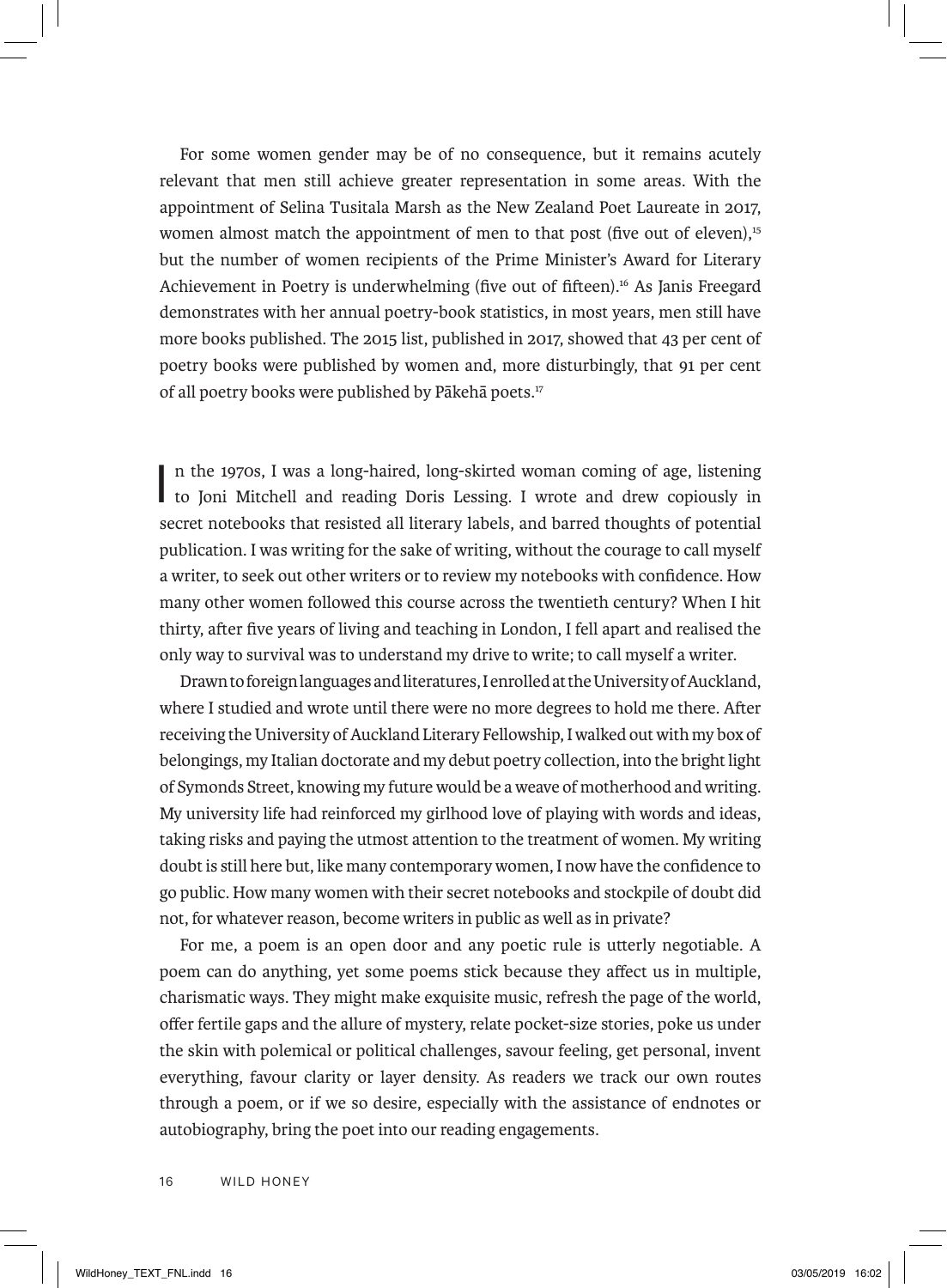For some women gender may be of no consequence, but it remains acutely relevant that men still achieve greater representation in some areas. With the appointment of Selina Tusitala Marsh as the New Zealand Poet Laureate in 2017, women almost match the appointment of men to that post (five out of eleven),[15] but the number of women recipients of the Prime Minister's Award for Literary Achievement in Poetry is underwhelming (five out of fifteen).[16] As Janis Freegard demonstrates with her annual poetry-book statistics, in most years, men still have more books published. The 2015 list, published in 2017, showed that 43 per cent of poetry books were published by women and, more disturbingly, that 91 per cent of all poetry books were published by Pākehā poets.[17]

In the 1970s, I was a long-haired, long-skirted woman coming of age, listening to Joni Mitchell and reading Doris Lessing. I wrote and drew copiously in secret notebooks that resisted all literary labels, and barred thoughts of potential publication. I was writing for the sake of writing, without the courage to call myself a writer, to seek out other writers or to review my notebooks with confidence. How many other women followed this course across the twentieth century? When I hit thirty, after five years of living and teaching in London, I fell apart and realised the only way to survival was to understand my drive to write; to call myself a writer.

Drawn to foreign languages and literatures, I enrolled at the University of Auckland, where I studied and wrote until there were no more degrees to hold me there. After receiving the University of Auckland Literary Fellowship, I walked out with my box of belongings, my Italian doctorate and my debut poetry collection, into the bright light of Symonds Street, knowing my future would be a weave of motherhood and writing. My university life had reinforced my girlhood love of playing with words and ideas, taking risks and paying the utmost attention to the treatment of women. My writing doubt is still here but, like many contemporary women, I now have the confidence to go public. How many women with their secret notebooks and stockpile of doubt did not, for whatever reason, become writers in public as well as in private?

For me, a poem is an open door and any poetic rule is utterly negotiable. A poem can do anything, yet some poems stick because they affect us in multiple, charismatic ways. They might make exquisite music, refresh the page of the world, offer fertile gaps and the allure of mystery, relate pocket-size stories, poke us under the skin with polemical or political challenges, savour feeling, get personal, invent everything, favour clarity or layer density. As readers we track our own routes through a poem, or if we so desire, especially with the assistance of endnotes or autobiography, bring the poet into our reading engagements.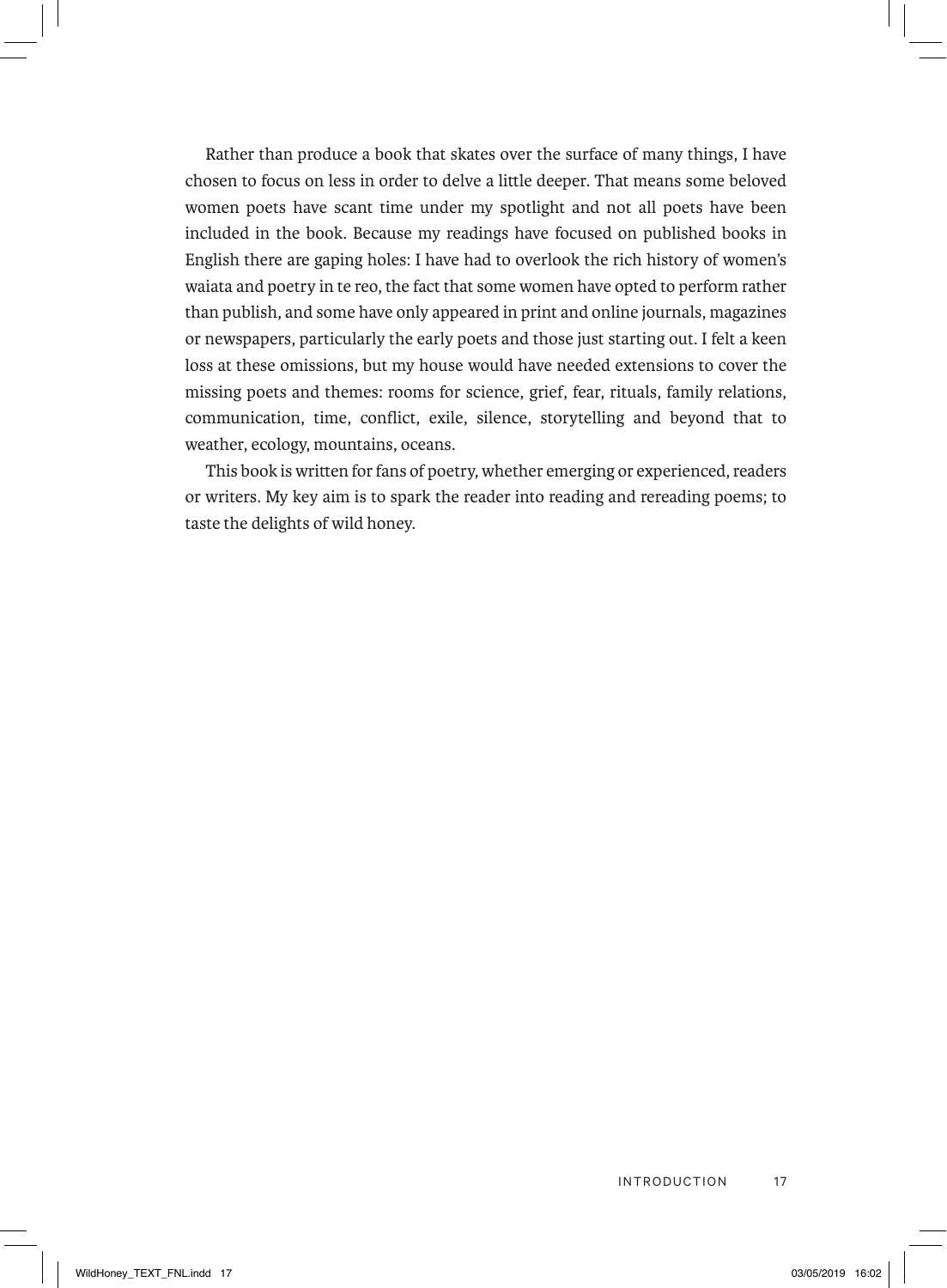Rather than produce a book that skates over the surface of many things, I have chosen to focus on less in order to delve a little deeper. That means some beloved women poets have scant time under my spotlight and not all poets have been included in the book. Because my readings have focused on published books in English there are gaping holes: I have had to overlook the rich history of women's waiata and poetry in te reo, the fact that some women have opted to perform rather than publish, and some have only appeared in print and online journals, magazines or newspapers, particularly the early poets and those just starting out. I felt a keen loss at these omissions, but my house would have needed extensions to cover the missing poets and themes: rooms for science, grief, fear, rituals, family relations, communication, time, conflict, exile, silence, storytelling and beyond that to weather, ecology, mountains, oceans.

This book is written for fans of poetry, whether emerging or experienced, readers or writers. My key aim is to spark the reader into reading and rereading poems; to taste the delights of wild honey.